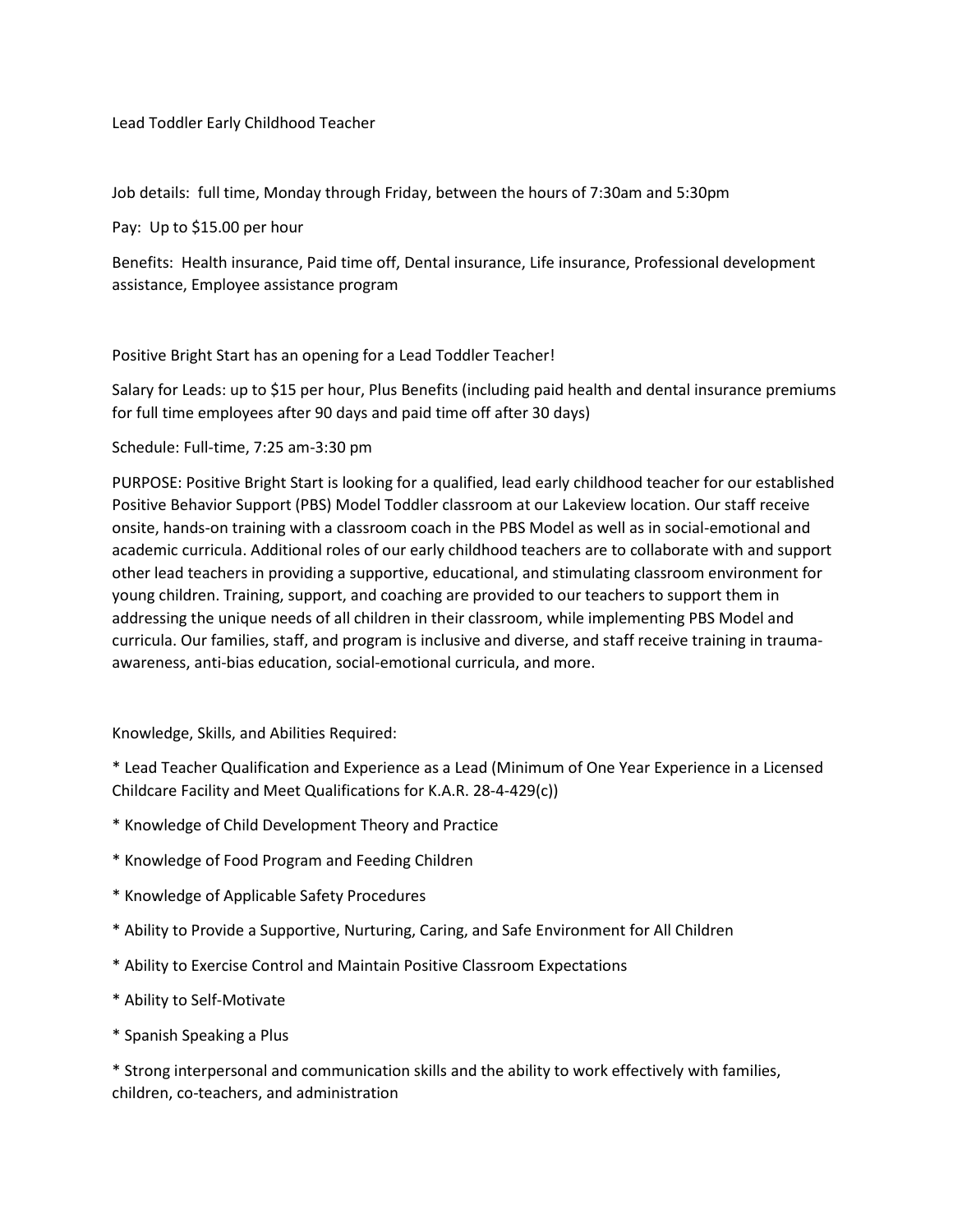# Lead Toddler Early Childhood Teacher

Job details: full time, Monday through Friday, between the hours of 7:30am and 5:30pm

Pay: Up to $15.00 per hour

Benefits: Health insurance, Paid time off, Dental insurance, Life insurance, Professional development assistance, Employee assistance program

Positive Bright Start has an opening for a Lead Toddler Teacher!

Salary for Leads: up to $15 per hour, Plus Benefits (including paid health and dental insurance premiums for full time employees after 90 days and paid time off after 30 days)

Schedule: Full-time, 7:25 am-3:30 pm

PURPOSE: Positive Bright Start is looking for a qualified, lead early childhood teacher for our established Positive Behavior Support (PBS) Model Toddler classroom at our Lakeview location. Our staff receive onsite, hands-on training with a classroom coach in the PBS Model as well as in social-emotional and academic curricula. Additional roles of our early childhood teachers are to collaborate with and support other lead teachers in providing a supportive, educational, and stimulating classroom environment for young children. Training, support, and coaching are provided to our teachers to support them in addressing the unique needs of all children in their classroom, while implementing PBS Model and curricula. Our families, staff, and program is inclusive and diverse, and staff receive training in trauma-awareness, anti-bias education, social-emotional curricula, and more.

Knowledge, Skills, and Abilities Required:

* Lead Teacher Qualification and Experience as a Lead (Minimum of One Year Experience in a Licensed Childcare Facility and Meet Qualifications for K.A.R. 28-4-429(c))
* Knowledge of Child Development Theory and Practice
* Knowledge of Food Program and Feeding Children
* Knowledge of Applicable Safety Procedures
* Ability to Provide a Supportive, Nurturing, Caring, and Safe Environment for All Children
* Ability to Exercise Control and Maintain Positive Classroom Expectations
* Ability to Self-Motivate
* Spanish Speaking a Plus
* Strong interpersonal and communication skills and the ability to work effectively with families, children, co-teachers, and administration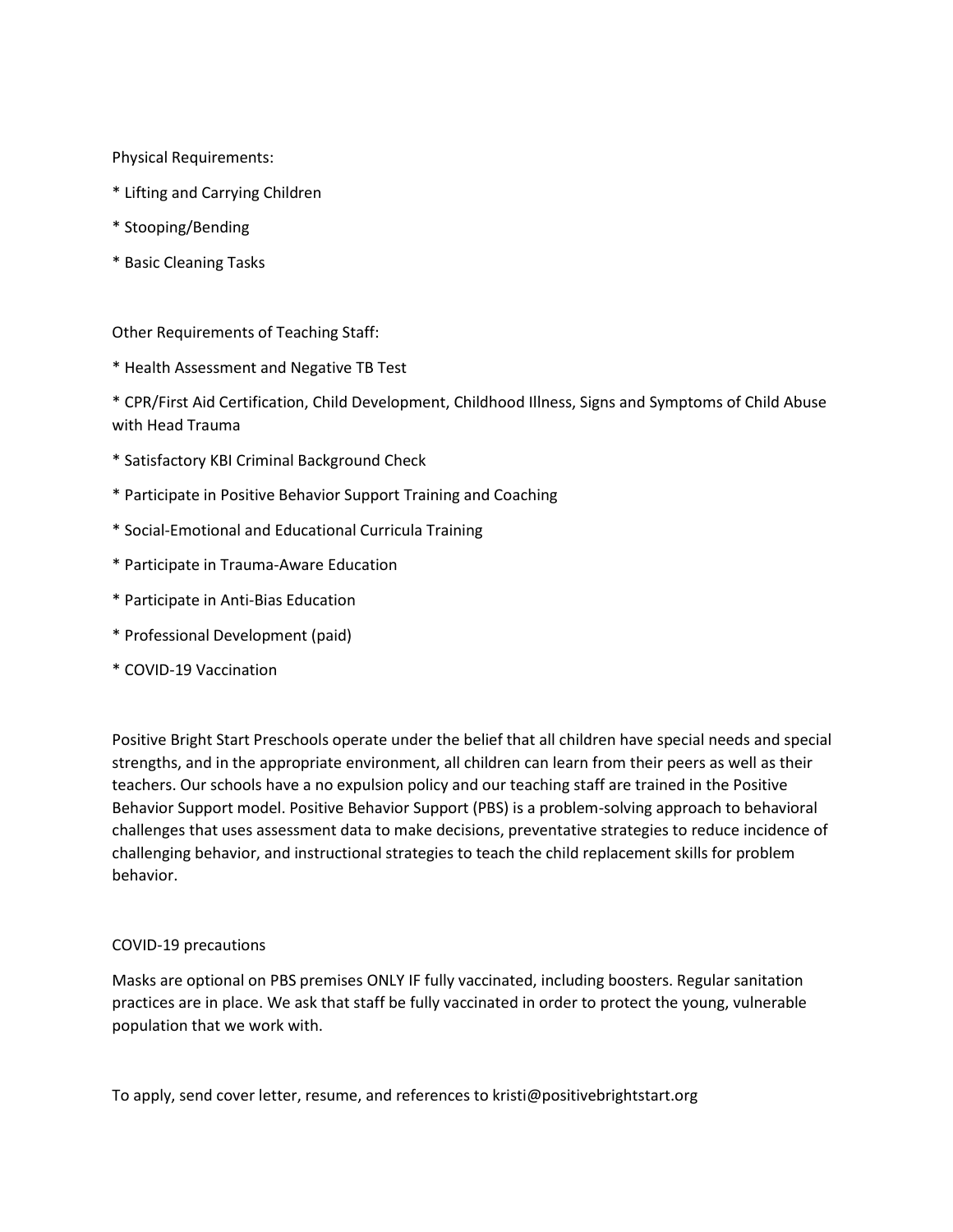Physical Requirements:

* Lifting and Carrying Children
* Stooping/Bending
* Basic Cleaning Tasks

Other Requirements of Teaching Staff:

* Health Assessment and Negative TB Test
* CPR/First Aid Certification, Child Development, Childhood Illness, Signs and Symptoms of Child Abuse with Head Trauma
* Satisfactory KBI Criminal Background Check
* Participate in Positive Behavior Support Training and Coaching
* Social-Emotional and Educational Curricula Training
* Participate in Trauma-Aware Education
* Participate in Anti-Bias Education
* Professional Development (paid)
* COVID-19 Vaccination

Positive Bright Start Preschools operate under the belief that all children have special needs and special strengths, and in the appropriate environment, all children can learn from their peers as well as their teachers. Our schools have a no expulsion policy and our teaching staff are trained in the Positive Behavior Support model. Positive Behavior Support (PBS) is a problem-solving approach to behavioral challenges that uses assessment data to make decisions, preventative strategies to reduce incidence of challenging behavior, and instructional strategies to teach the child replacement skills for problem behavior.

COVID-19 precautions

Masks are optional on PBS premises ONLY IF fully vaccinated, including boosters. Regular sanitation practices are in place. We ask that staff be fully vaccinated in order to protect the young, vulnerable population that we work with.

To apply, send cover letter, resume, and references to kristi@positivebrightstart.org